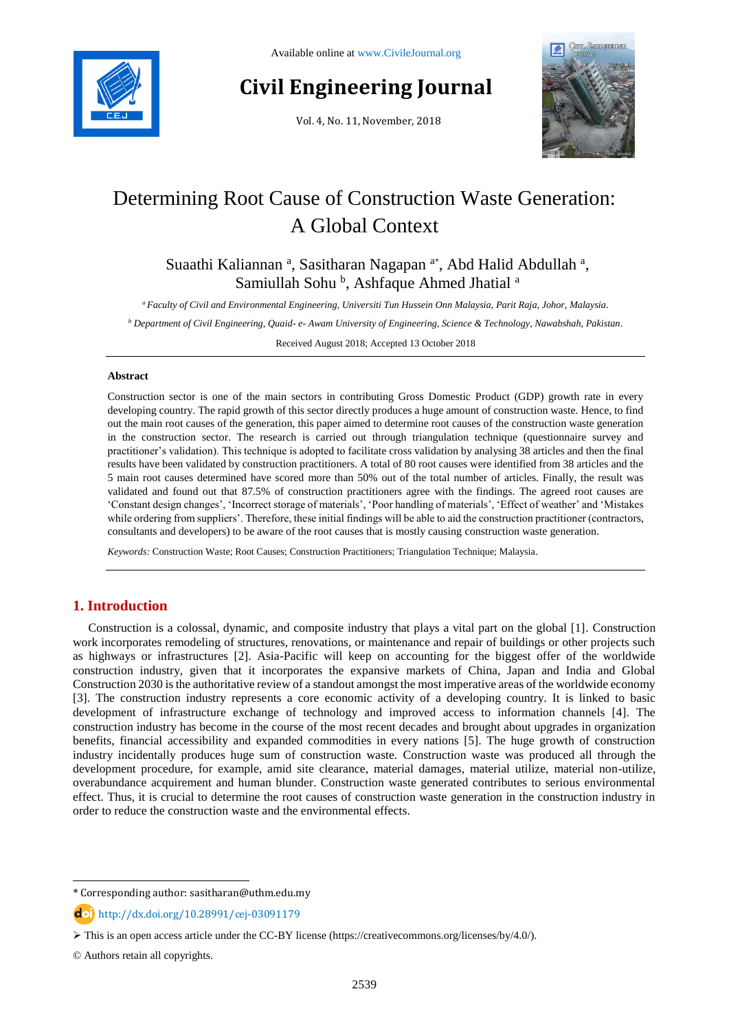# Determining Root Cause of Construction Waste Generation: A Global Context

Suaathi Kaliannan [a], Sasitharan Nagapan [a*], Abd Halid Abdullah [a], Samiullah Sohu [b], Ashfaque Ahmed Jhatial [a]

[a] *Faculty of Civil and Environmental Engineering, Universiti Tun Hussein Onn Malaysia, Parit Raja, Johor, Malaysia.*

[b] *Department of Civil Engineering, Quaid- e- Awam University of Engineering, Science & Technology, Nawabshah, Pakistan.*

Received August 2018; Accepted 13 October 2018

---

### Abstract

Construction sector is one of the main sectors in contributing Gross Domestic Product (GDP) growth rate in every developing country. The rapid growth of this sector directly produces a huge amount of construction waste. Hence, to find out the main root causes of the generation, this paper aimed to determine root causes of the construction waste generation in the construction sector. The research is carried out through triangulation technique (questionnaire survey and practitioner's validation). This technique is adopted to facilitate cross validation by analysing 38 articles and then the final results have been validated by construction practitioners. A total of 80 root causes were identified from 38 articles and the 5 main root causes determined have scored more than 50% out of the total number of articles. Finally, the result was validated and found out that 87.5% of construction practitioners agree with the findings. The agreed root causes are 'Constant design changes', 'Incorrect storage of materials', 'Poor handling of materials', 'Effect of weather' and 'Mistakes while ordering from suppliers'. Therefore, these initial findings will be able to aid the construction practitioner (contractors, consultants and developers) to be aware of the root causes that is mostly causing construction waste generation.

*Keywords:* Construction Waste; Root Causes; Construction Practitioners; Triangulation Technique; Malaysia.

---

## 1. Introduction

Construction is a colossal, dynamic, and composite industry that plays a vital part on the global [1]. Construction work incorporates remodeling of structures, renovations, or maintenance and repair of buildings or other projects such as highways or infrastructures [2]. Asia-Pacific will keep on accounting for the biggest offer of the worldwide construction industry, given that it incorporates the expansive markets of China, Japan and India and Global Construction 2030 is the authoritative review of a standout amongst the most imperative areas of the worldwide economy [3]. The construction industry represents a core economic activity of a developing country. It is linked to basic development of infrastructure exchange of technology and improved access to information channels [4]. The construction industry has become in the course of the most recent decades and brought about upgrades in organization benefits, financial accessibility and expanded commodities in every nations [5]. The huge growth of construction industry incidentally produces huge sum of construction waste. Construction waste was produced all through the development procedure, for example, amid site clearance, material damages, material utilize, material non-utilize, overabundance acquirement and human blunder. Construction waste generated contributes to serious environmental effect. Thus, it is crucial to determine the root causes of construction waste generation in the construction industry in order to reduce the construction waste and the environmental effects.

---

* Corresponding author: sasitharan@uthm.edu.my

http://dx.doi.org/10.28991/cej-03091179

➢ This is an open access article under the CC-BY license (https://creativecommons.org/licenses/by/4.0/).

© Authors retain all copyrights.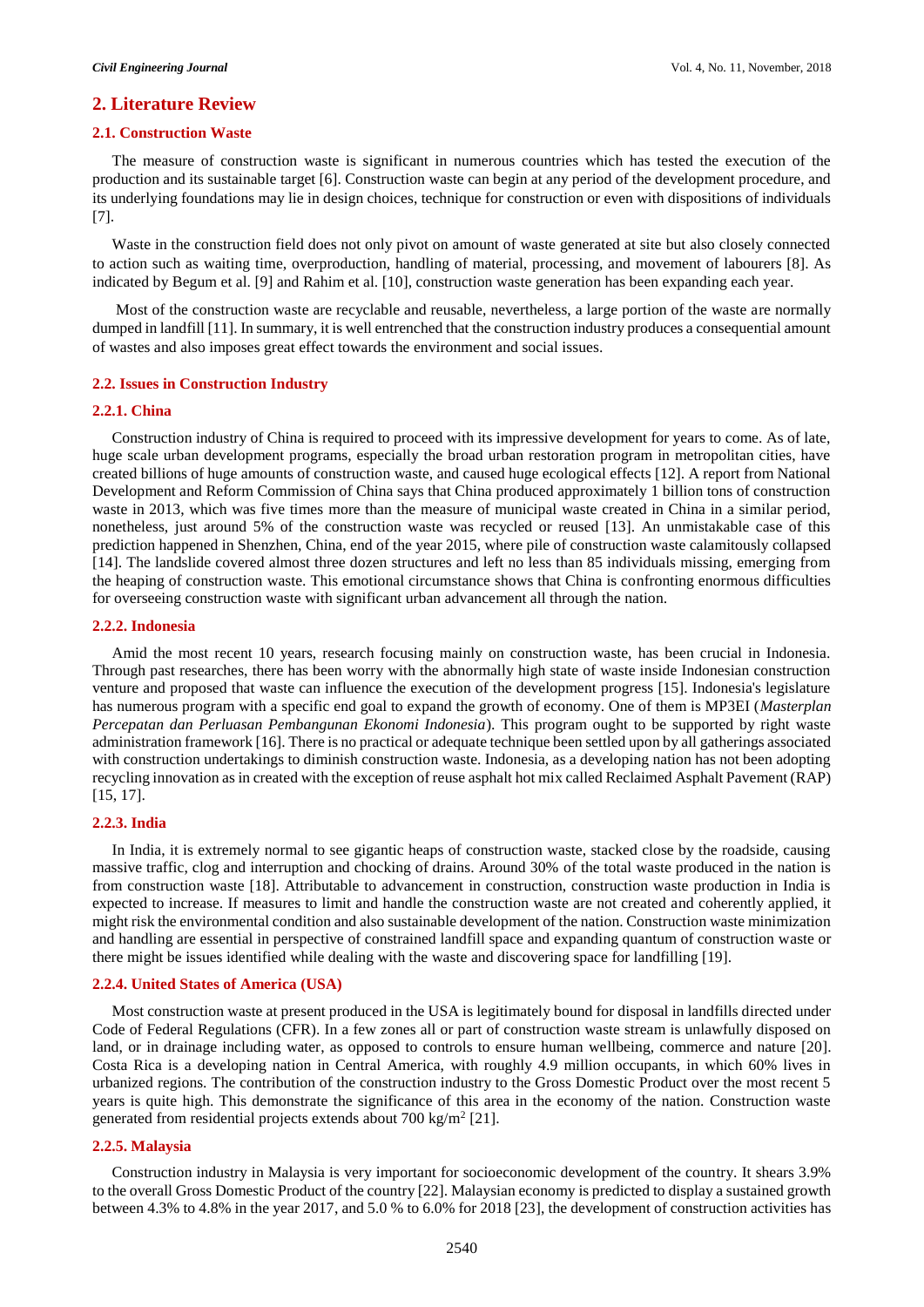## 2. Literature Review

### 2.1. Construction Waste

The measure of construction waste is significant in numerous countries which has tested the execution of the production and its sustainable target [6]. Construction waste can begin at any period of the development procedure, and its underlying foundations may lie in design choices, technique for construction or even with dispositions of individuals [7].

Waste in the construction field does not only pivot on amount of waste generated at site but also closely connected to action such as waiting time, overproduction, handling of material, processing, and movement of labourers [8]. As indicated by Begum et al. [9] and Rahim et al. [10], construction waste generation has been expanding each year.

Most of the construction waste are recyclable and reusable, nevertheless, a large portion of the waste are normally dumped in landfill [11]. In summary, it is well entrenched that the construction industry produces a consequential amount of wastes and also imposes great effect towards the environment and social issues.

### 2.2. Issues in Construction Industry

#### 2.2.1. China

Construction industry of China is required to proceed with its impressive development for years to come. As of late, huge scale urban development programs, especially the broad urban restoration program in metropolitan cities, have created billions of huge amounts of construction waste, and caused huge ecological effects [12]. A report from National Development and Reform Commission of China says that China produced approximately 1 billion tons of construction waste in 2013, which was five times more than the measure of municipal waste created in China in a similar period, nonetheless, just around 5% of the construction waste was recycled or reused [13]. An unmistakable case of this prediction happened in Shenzhen, China, end of the year 2015, where pile of construction waste calamitously collapsed [14]. The landslide covered almost three dozen structures and left no less than 85 individuals missing, emerging from the heaping of construction waste. This emotional circumstance shows that China is confronting enormous difficulties for overseeing construction waste with significant urban advancement all through the nation.

#### 2.2.2. Indonesia

Amid the most recent 10 years, research focusing mainly on construction waste, has been crucial in Indonesia. Through past researches, there has been worry with the abnormally high state of waste inside Indonesian construction venture and proposed that waste can influence the execution of the development progress [15]. Indonesia's legislature has numerous program with a specific end goal to expand the growth of economy. One of them is MP3EI (*Masterplan Percepatan dan Perluasan Pembangunan Ekonomi Indonesia*). This program ought to be supported by right waste administration framework [16]. There is no practical or adequate technique been settled upon by all gatherings associated with construction undertakings to diminish construction waste. Indonesia, as a developing nation has not been adopting recycling innovation as in created with the exception of reuse asphalt hot mix called Reclaimed Asphalt Pavement (RAP) [15, 17].

#### 2.2.3. India

In India, it is extremely normal to see gigantic heaps of construction waste, stacked close by the roadside, causing massive traffic, clog and interruption and chocking of drains. Around 30% of the total waste produced in the nation is from construction waste [18]. Attributable to advancement in construction, construction waste production in India is expected to increase. If measures to limit and handle the construction waste are not created and coherently applied, it might risk the environmental condition and also sustainable development of the nation. Construction waste minimization and handling are essential in perspective of constrained landfill space and expanding quantum of construction waste or there might be issues identified while dealing with the waste and discovering space for landfilling [19].

#### 2.2.4. United States of America (USA)

Most construction waste at present produced in the USA is legitimately bound for disposal in landfills directed under Code of Federal Regulations (CFR). In a few zones all or part of construction waste stream is unlawfully disposed on land, or in drainage including water, as opposed to controls to ensure human wellbeing, commerce and nature [20]. Costa Rica is a developing nation in Central America, with roughly 4.9 million occupants, in which 60% lives in urbanized regions. The contribution of the construction industry to the Gross Domestic Product over the most recent 5 years is quite high. This demonstrate the significance of this area in the economy of the nation. Construction waste generated from residential projects extends about 700 kg/m$^2$ [21].

#### 2.2.5. Malaysia

Construction industry in Malaysia is very important for socioeconomic development of the country. It shears 3.9% to the overall Gross Domestic Product of the country [22]. Malaysian economy is predicted to display a sustained growth between 4.3% to 4.8% in the year 2017, and 5.0 % to 6.0% for 2018 [23], the development of construction activities has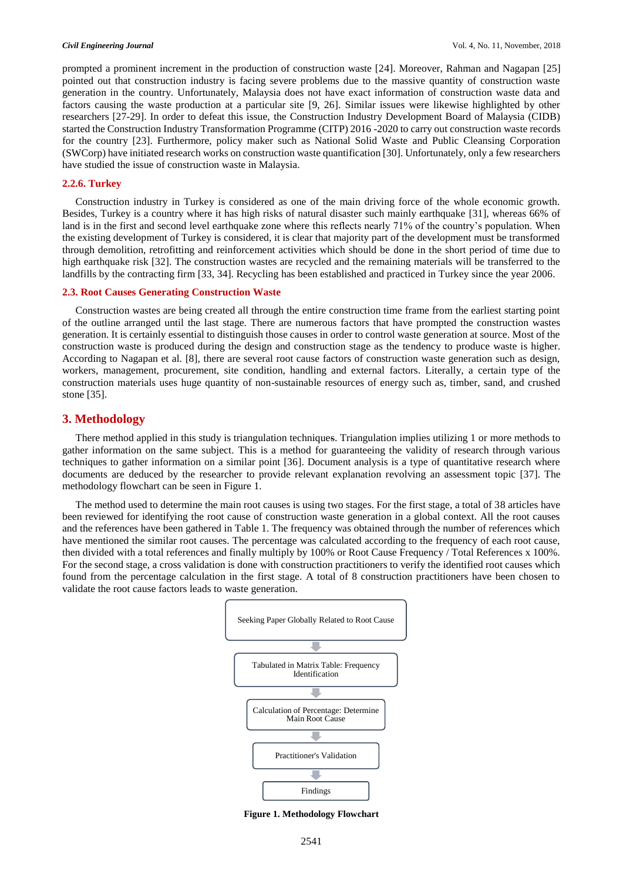prompted a prominent increment in the production of construction waste [24]. Moreover, Rahman and Nagapan [25] pointed out that construction industry is facing severe problems due to the massive quantity of construction waste generation in the country. Unfortunately, Malaysia does not have exact information of construction waste data and factors causing the waste production at a particular site [9, 26]. Similar issues were likewise highlighted by other researchers [27-29]. In order to defeat this issue, the Construction Industry Development Board of Malaysia (CIDB) started the Construction Industry Transformation Programme (CITP) 2016 -2020 to carry out construction waste records for the country [23]. Furthermore, policy maker such as National Solid Waste and Public Cleansing Corporation (SWCorp) have initiated research works on construction waste quantification [30]. Unfortunately, only a few researchers have studied the issue of construction waste in Malaysia.

#### 2.2.6. Turkey

Construction industry in Turkey is considered as one of the main driving force of the whole economic growth. Besides, Turkey is a country where it has high risks of natural disaster such mainly earthquake [31], whereas 66% of land is in the first and second level earthquake zone where this reflects nearly 71% of the country's population. When the existing development of Turkey is considered, it is clear that majority part of the development must be transformed through demolition, retrofitting and reinforcement activities which should be done in the short period of time due to high earthquake risk [32]. The construction wastes are recycled and the remaining materials will be transferred to the landfills by the contracting firm [33, 34]. Recycling has been established and practiced in Turkey since the year 2006.

### 2.3. Root Causes Generating Construction Waste

Construction wastes are being created all through the entire construction time frame from the earliest starting point of the outline arranged until the last stage. There are numerous factors that have prompted the construction wastes generation. It is certainly essential to distinguish those causes in order to control waste generation at source. Most of the construction waste is produced during the design and construction stage as the tendency to produce waste is higher. According to Nagapan et al. [8], there are several root cause factors of construction waste generation such as design, workers, management, procurement, site condition, handling and external factors. Literally, a certain type of the construction materials uses huge quantity of non-sustainable resources of energy such as, timber, sand, and crushed stone [35].

## 3. Methodology

There method applied in this study is triangulation techniques. Triangulation implies utilizing 1 or more methods to gather information on the same subject. This is a method for guaranteeing the validity of research through various techniques to gather information on a similar point [36]. Document analysis is a type of quantitative research where documents are deduced by the researcher to provide relevant explanation revolving an assessment topic [37]. The methodology flowchart can be seen in Figure 1.

The method used to determine the main root causes is using two stages. For the first stage, a total of 38 articles have been reviewed for identifying the root cause of construction waste generation in a global context. All the root causes and the references have been gathered in Table 1. The frequency was obtained through the number of references which have mentioned the similar root causes. The percentage was calculated according to the frequency of each root cause, then divided with a total references and finally multiply by 100% or Root Cause Frequency / Total References x 100%. For the second stage, a cross validation is done with construction practitioners to verify the identified root causes which found from the percentage calculation in the first stage. A total of 8 construction practitioners have been chosen to validate the root cause factors leads to waste generation.

Seeking Paper Globally Related to Root Cause

↓

Tabulated in Matrix Table: Frequency Identification

↓

Calculation of Percentage: Determine Main Root Cause

↓

Practitioner's Validation

↓

Findings

**Figure 1. Methodology Flowchart**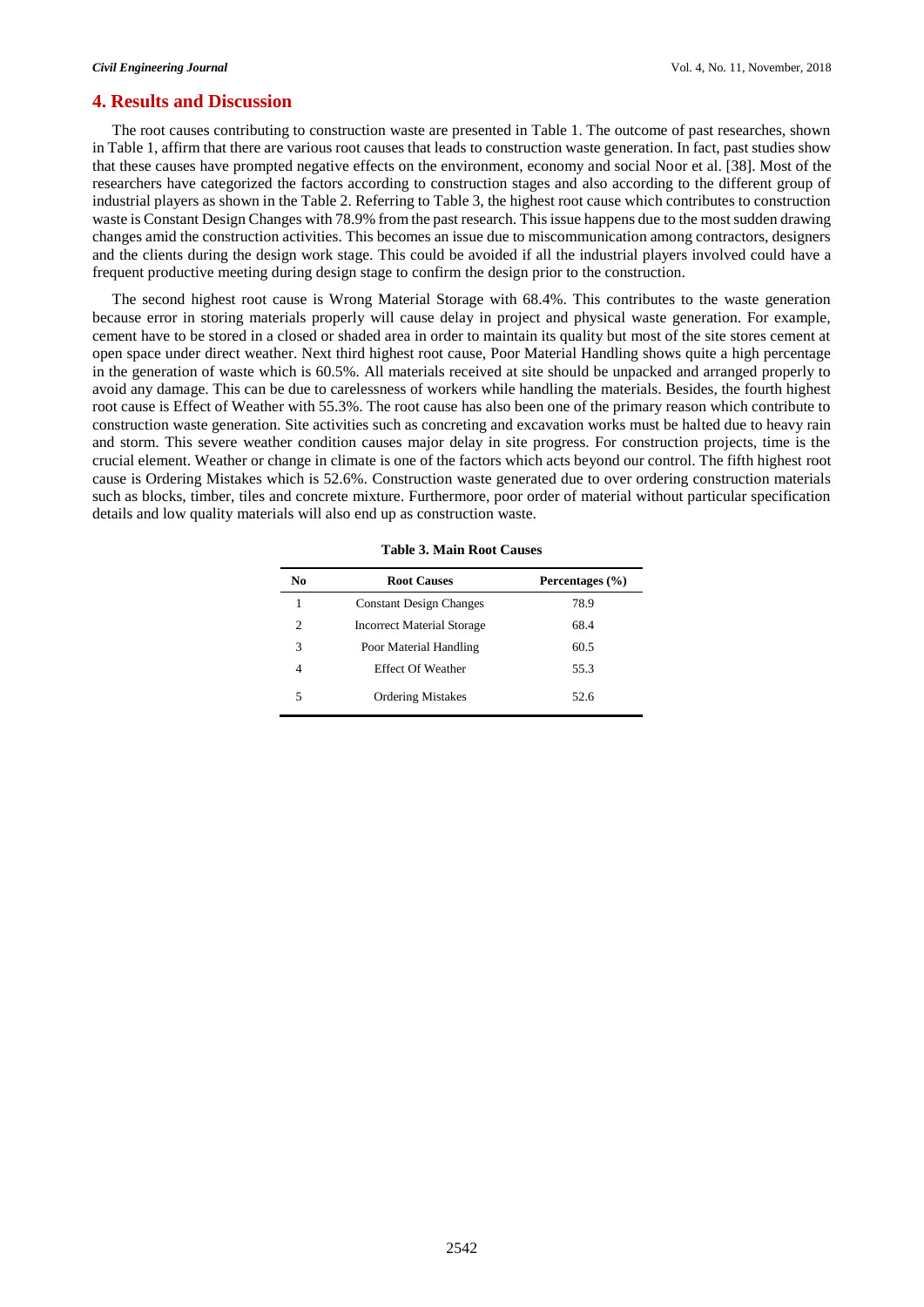## 4. Results and Discussion

The root causes contributing to construction waste are presented in Table 1. The outcome of past researches, shown in Table 1, affirm that there are various root causes that leads to construction waste generation. In fact, past studies show that these causes have prompted negative effects on the environment, economy and social Noor et al. [38]. Most of the researchers have categorized the factors according to construction stages and also according to the different group of industrial players as shown in the Table 2. Referring to Table 3, the highest root cause which contributes to construction waste is Constant Design Changes with 78.9% from the past research. This issue happens due to the most sudden drawing changes amid the construction activities. This becomes an issue due to miscommunication among contractors, designers and the clients during the design work stage. This could be avoided if all the industrial players involved could have a frequent productive meeting during design stage to confirm the design prior to the construction.

The second highest root cause is Wrong Material Storage with 68.4%. This contributes to the waste generation because error in storing materials properly will cause delay in project and physical waste generation. For example, cement have to be stored in a closed or shaded area in order to maintain its quality but most of the site stores cement at open space under direct weather. Next third highest root cause, Poor Material Handling shows quite a high percentage in the generation of waste which is 60.5%. All materials received at site should be unpacked and arranged properly to avoid any damage. This can be due to carelessness of workers while handling the materials. Besides, the fourth highest root cause is Effect of Weather with 55.3%. The root cause has also been one of the primary reason which contribute to construction waste generation. Site activities such as concreting and excavation works must be halted due to heavy rain and storm. This severe weather condition causes major delay in site progress. For construction projects, time is the crucial element. Weather or change in climate is one of the factors which acts beyond our control. The fifth highest root cause is Ordering Mistakes which is 52.6%. Construction waste generated due to over ordering construction materials such as blocks, timber, tiles and concrete mixture. Furthermore, poor order of material without particular specification details and low quality materials will also end up as construction waste.

**Table 3. Main Root Causes**

| No | Root Causes | Percentages (%) |
|---|---|---|
| 1 | Constant Design Changes | 78.9 |
| 2 | Incorrect Material Storage | 68.4 |
| 3 | Poor Material Handling | 60.5 |
| 4 | Effect Of Weather | 55.3 |
| 5 | Ordering Mistakes | 52.6 |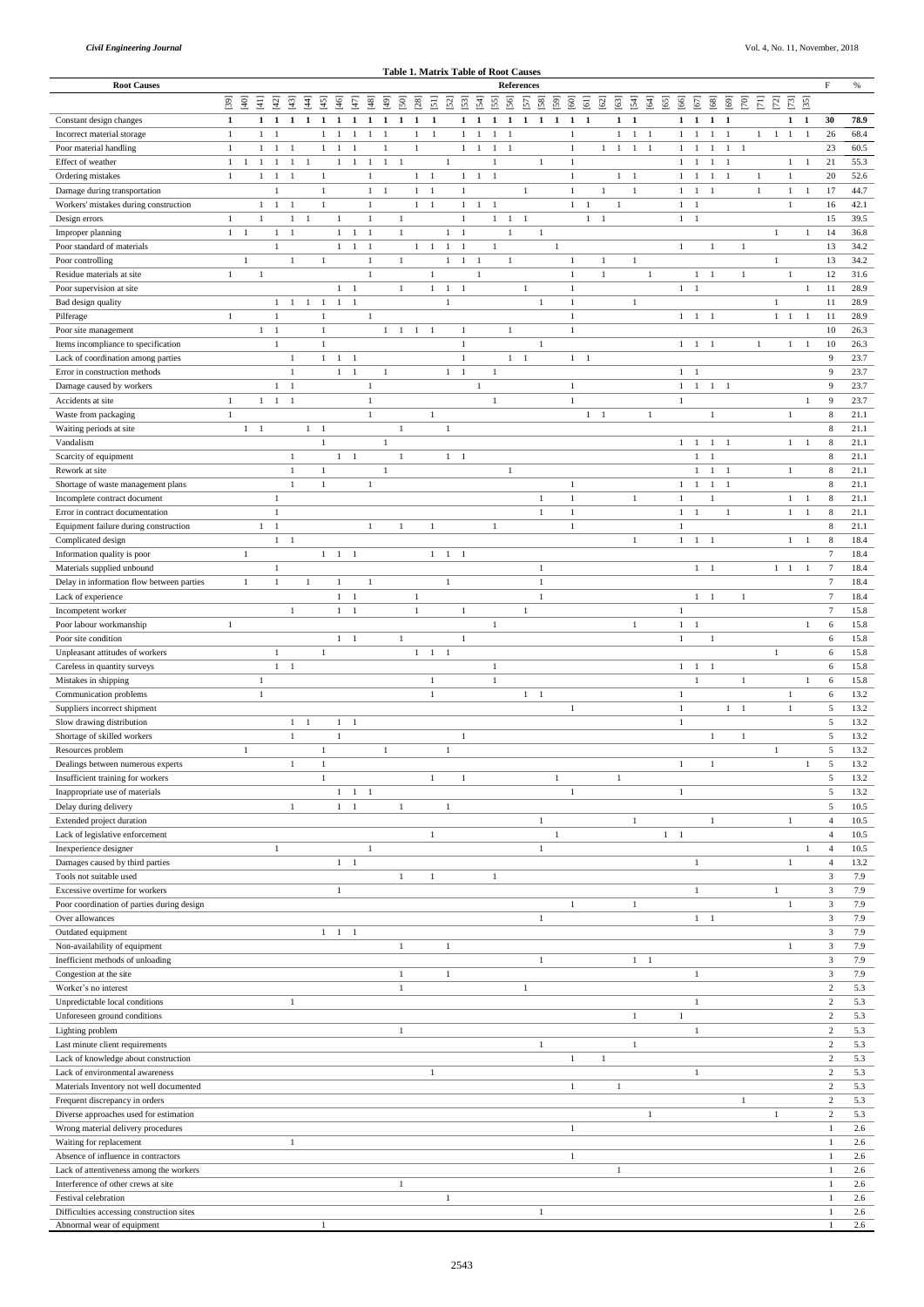**Table 1. Matrix Table of Root Causes**

| Root Causes | [39] | [40] | [41] | [42] | [43] | [44] | [45] | [46] | [47] | [48] | [49] | [50] | [28] | [51] | [52] | [53] | [54] | [55] | [56] | [57] | [58] | [59] | [60] | [61] | [62] | [63] | [34] | [64] | [65] | [66] | [67] | [68] | [69] | [70] | [71] | [72] | [73] | [35] | F | % |
|---|---|---|---|---|---|---|---|---|---|---|---|---|---|---|---|---|---|---|---|---|---|---|---|---|---|---|---|---|---|---|---|---|---|---|---|---|---|---|---|---|
| Constant design changes | 1 | | 1 | 1 | 1 | 1 | 1 | 1 | 1 | 1 | 1 | 1 | 1 | 1 | | 1 | 1 | 1 | 1 | 1 | 1 | 1 | 1 | 1 | | 1 | 1 | | | 1 | 1 | 1 | 1 | | | | 1 | 1 | 30 | 78.9 |
| Incorrect material storage | 1 | | 1 | 1 | | | 1 | 1 | 1 | 1 | 1 | | 1 | 1 | | 1 | 1 | 1 | 1 | | | | 1 | | | 1 | 1 | 1 | | 1 | 1 | 1 | 1 | | 1 | 1 | 1 | 1 | 26 | 68.4 |
| Poor material handling | 1 | | 1 | 1 | 1 | | 1 | 1 | 1 | | 1 | | 1 | | | 1 | 1 | 1 | 1 | | | | 1 | | 1 | 1 | 1 | 1 | | 1 | 1 | 1 | 1 | 1 | | | | | 23 | 60.5 |
| Effect of weather | 1 | 1 | 1 | 1 | 1 | 1 | | 1 | 1 | 1 | 1 | 1 | | | 1 | | | 1 | | | 1 | | 1 | | | | | | | 1 | 1 | 1 | 1 | | | | 1 | 1 | 21 | 55.3 |
| Ordering mistakes | 1 | | 1 | 1 | 1 | | 1 | | | 1 | | | 1 | 1 | | 1 | 1 | 1 | | | | | 1 | | | 1 | 1 | | | 1 | 1 | 1 | 1 | | 1 | | 1 | | 20 | 52.6 |
| Damage during transportation | | | | 1 | | | 1 | | | 1 | 1 | | 1 | 1 | | 1 | | | | 1 | | | 1 | | 1 | | 1 | | | 1 | 1 | 1 | | | 1 | | 1 | 1 | 17 | 44.7 |
| Workers' mistakes during construction | | | 1 | 1 | 1 | | 1 | | | 1 | | | 1 | 1 | | 1 | 1 | 1 | | | | | 1 | 1 | | 1 | | | | 1 | 1 | | | | | | 1 | | 16 | 42.1 |
| Design errors | 1 | | 1 | | 1 | 1 | | 1 | | 1 | | 1 | | | | 1 | | 1 | 1 | 1 | | | | 1 | 1 | | | | | 1 | 1 | | | | | | | | 15 | 39.5 |
| Improper planning | 1 | 1 | | 1 | 1 | | | 1 | 1 | 1 | | 1 | | | 1 | 1 | | | 1 | | 1 | | | | | | | | | | | | | | | 1 | | 1 | 14 | 36.8 |
| Poor standard of materials | | | | 1 | | | | 1 | 1 | 1 | | | 1 | 1 | 1 | 1 | | 1 | | | | 1 | | | | | | | | 1 | | 1 | | 1 | | | | | 13 | 34.2 |
| Poor controlling | | 1 | | | 1 | | 1 | | | 1 | | 1 | | | 1 | 1 | 1 | | 1 | | | | 1 | | 1 | | 1 | | | | | | | | | 1 | | | 13 | 34.2 |
| Residue materials at site | 1 | | 1 | | | | | | | 1 | | | | 1 | | | 1 | | | | | | 1 | | 1 | | | 1 | | | 1 | 1 | | 1 | | | 1 | | 12 | 31.6 |
| Poor supervision at site | | | | | | | | 1 | 1 | | | 1 | | 1 | 1 | 1 | | | | 1 | | | 1 | | | | | | | 1 | 1 | | | | | | | 1 | 11 | 28.9 |
| Bad design quality | | | | 1 | 1 | 1 | 1 | 1 | 1 | | | | | | 1 | | | | | | 1 | | 1 | | | | 1 | | | | | | | | | 1 | | | 11 | 28.9 |
| Pilferage | 1 | | | 1 | | | 1 | | | 1 | | | | | | | | | | | | | 1 | | | | | | | 1 | 1 | 1 | | | | 1 | 1 | 1 | 11 | 28.9 |
| Poor site management | | | 1 | 1 | | | 1 | | | | 1 | 1 | 1 | 1 | | 1 | | | 1 | | | | 1 | | | | | | | | | | | | | | | | 10 | 26.3 |
| Items incompliance to specification | | | | 1 | | | 1 | | | | | | | | | 1 | | | | | 1 | | | | | | | | | 1 | 1 | 1 | | | 1 | | 1 | 1 | 10 | 26.3 |
| Lack of coordination among parties | | | | | 1 | | 1 | 1 | 1 | | | | | | | 1 | | | 1 | 1 | | | 1 | 1 | | | | | | | | | | | | | | | 9 | 23.7 |
| Error in construction methods | | | | | 1 | | | 1 | 1 | | 1 | | | 1 | | 1 | | 1 | | | | | | | | | | | | 1 | 1 | | | | | | | | 9 | 23.7 |
| Damage caused by workers | | | | 1 | 1 | | | | | 1 | | | | | | | 1 | | | | | | 1 | | | | | | | 1 | 1 | 1 | 1 | | | | | | 9 | 23.7 |
| Accidents at site | 1 | | 1 | 1 | 1 | | | | | 1 | | | | | | | | 1 | | | | | 1 | | | | | | | 1 | | | | | | | | 1 | 9 | 23.7 |
| Waste from packaging | 1 | | | | | | | | | 1 | | | | 1 | | | | | | | | | | 1 | 1 | | | 1 | | | | 1 | | | | | 1 | | 8 | 21.1 |
| Waiting periods at site | | 1 | 1 | | | 1 | 1 | | | | | 1 | | | 1 | | | | | | | | | | | | | | | | | | | | | | | | 8 | 21.1 |
| Vandalism | | | | | | | 1 | | | | 1 | | | | | | | | | | | | | | | | | | | 1 | 1 | 1 | 1 | | | | 1 | 1 | 8 | 21.1 |
| Scarcity of equipment | | | | | 1 | | | 1 | 1 | | | 1 | | | 1 | 1 | | | | | | | | | | | | | | | 1 | 1 | | | | | | | 8 | 21.1 |
| Rework at site | | | | | 1 | | 1 | | | | 1 | | | | | | | 1 | | | | | | | | | | | | | 1 | 1 | 1 | | | | 1 | | 8 | 21.1 |
| Shortage of waste management plans | | | | | 1 | | 1 | | | 1 | | | | | | | | | | | | | 1 | | | | | | | 1 | 1 | 1 | 1 | | | | | | 8 | 21.1 |
| Incomplete contract document | | | | 1 | | | | | | | | | | | | | | | | | 1 | | 1 | | | | 1 | | | 1 | | 1 | | | | | 1 | 1 | 8 | 21.1 |
| Error in contract documentation | | | | 1 | | | | | | | | | | | | | | | | | 1 | | 1 | | | | | | | 1 | 1 | | 1 | | | | 1 | 1 | 8 | 21.1 |
| Equipment failure during construction | | | 1 | 1 | | | | | | 1 | | 1 | | 1 | | | | 1 | | | | | 1 | | | | | | | 1 | | | | | | | | | 8 | 21.1 |
| Complicated design | | | | 1 | 1 | | | | | | | | | | | | | | | | | | | | | | 1 | | | 1 | 1 | 1 | | | | | 1 | 1 | 8 | 18.4 |
| Information quality is poor | | 1 | | | | | 1 | 1 | 1 | | | | | 1 | 1 | 1 | | | | | | | | | | | | | | | | | | | | | | | 7 | 18.4 |
| Materials supplied unbound | | | | 1 | | | | | | | | | | | | | | | | | 1 | | | | | | | | | | 1 | 1 | | | | 1 | 1 | 1 | 7 | 18.4 |
| Delay in information flow between parties | | 1 | | 1 | | 1 | | 1 | | 1 | | | | | 1 | | | | | | 1 | | | | | | | | | | | | | | | | | | 7 | 18.4 |
| Lack of experience | | | | | | | | 1 | 1 | | | 1 | | | | | | | | | 1 | | | | | | | | | | 1 | 1 | | 1 | | | | | 7 | 18.4 |
| Incompetent worker | | | | | 1 | | | 1 | 1 | | | 1 | | | | 1 | | | | 1 | | | | | | | | | | 1 | | | | | | | | | 7 | 15.8 |
| Poor labour workmanship | 1 | | | | | | | | | | | | | | | | | 1 | | | | | | | | | 1 | | | 1 | 1 | | | | | | | 1 | 6 | 15.8 |
| Poor site condition | | | | | | | | 1 | 1 | | | 1 | | | | 1 | | | | | | | | | | | | | | 1 | | 1 | | | | | | | 6 | 15.8 |
| Unpleasant attitudes of workers | | | | 1 | | | 1 | | | | | | 1 | 1 | 1 | | | | | | | | | | | | | | | | | | | | | 1 | | | 6 | 15.8 |
| Careless in quantity surveys | | | | 1 | 1 | | | | | | | | | | | | | 1 | | | | | | | | | | | | 1 | 1 | 1 | | | | | | | 6 | 15.8 |
| Mistakes in shipping | | | 1 | | | | | | | | | | | 1 | | | | 1 | | | | | | | | | | | | | 1 | | | 1 | | | | 1 | 6 | 15.8 |
| Communication problems | | | 1 | | | | | | | | | | | 1 | | | | | | 1 | 1 | | | | | | | | | 1 | | | | | | | 1 | | 6 | 13.2 |
| Suppliers incorrect shipment | | | | | | | | | | | | | | | | | | | | | | | 1 | | | | | | | 1 | | | 1 | 1 | | | 1 | | 5 | 13.2 |
| Slow drawing distribution | | | | | 1 | 1 | | 1 | 1 | | | | | | | | | | | | | | | | | | | | | 1 | | | | | | | | | 5 | 13.2 |
| Shortage of skilled workers | | | | | 1 | | | 1 | | | | | | | | 1 | | | | | | | | | | | | | | | | 1 | | 1 | | | | | 5 | 13.2 |
| Resources problem | | 1 | | | | | 1 | | | | 1 | | | | 1 | | | | | | | | | | | | | | | | | | | | | 1 | | | 5 | 13.2 |
| Dealings between numerous experts | | | | | 1 | | 1 | | | | | | | | | | | | | | | | | | | | | | | 1 | | 1 | | | | | | 1 | 5 | 13.2 |
| Insufficient training for workers | | | | | | | 1 | | | | | | | 1 | | 1 | | | | | | 1 | | | | 1 | | | | | | | | | | | | | 5 | 13.2 |
| Inappropriate use of materials | | | | | | | | 1 | 1 | 1 | | | | | | | | | | | | | 1 | | | | | | | 1 | | | | | | | | | 5 | 13.2 |
| Delay during delivery | | | | | 1 | | | 1 | 1 | | | 1 | | | 1 | | | | | | | | | | | | | | | | | | | | | | | | 5 | 10.5 |
| Extended project duration | | | | | | | | | | | | | | | | | | | | | 1 | | | | | | 1 | | | | | 1 | | | | | 1 | | 4 | 10.5 |
| Lack of legislative enforcement | | | | | | | | | | | | | | 1 | | | | | | | | 1 | | | | | | | 1 | 1 | | | | | | | | | 4 | 10.5 |
| Inexperience designer | | | | 1 | | | | | | 1 | | | | | | | | | | | 1 | | | | | | | | | | | | | | | | | 1 | 4 | 10.5 |
| Damages caused by third parties | | | | | | | | 1 | 1 | | | | | | | | | | | | | | | | | | | | | | 1 | | | | | | 1 | | 4 | 13.2 |
| Tools not suitable used | | | | | | | | | | | | 1 | | 1 | | | | 1 | | | | | | | | | | | | | | | | | | | | | 3 | 7.9 |
| Excessive overtime for workers | | | | | | | | 1 | | | | | | | | | | | | | | | | | | | | | | | 1 | | | | | 1 | | | 3 | 7.9 |
| Poor coordination of parties during design | | | | | | | | | | | | | | | | | | | | | | | 1 | | | | 1 | | | | | | | | | | 1 | | 3 | 7.9 |
| Over allowances | | | | | | | | | | | | | | | | | | | | | 1 | | | | | | | | | | 1 | 1 | | | | | | | 3 | 7.9 |
| Outdated equipment | | | | | | | 1 | 1 | 1 | | | | | | | | | | | | | | | | | | | | | | | | | | | | | | 3 | 7.9 |
| Non-availability of equipment | | | | | | | | | | | | 1 | | | 1 | | | | | | | | | | | | | | | | | | | | | | 1 | | 3 | 7.9 |
| Inefficient methods of unloading | | | | | | | | | | | | | | | | | | | | | 1 | | | | | | 1 | 1 | | | | | | | | | | | 3 | 7.9 |
| Congestion at the site | | | | | | | | | | | | 1 | | | 1 | | | | | | | | | | | | | | | | 1 | | | | | | | | 3 | 7.9 |
| Worker's no interest | | | | | | | | | | | | 1 | | | | | | | | 1 | | | | | | | | | | | | | | | | | | | 2 | 5.3 |
| Unpredictable local conditions | | | | | 1 | | | | | | | | | | | | | | | | | | | | | | | | | | 1 | | | | | | | | 2 | 5.3 |
| Unforeseen ground conditions | | | | | | | | | | | | | | | | | | | | | | | | | | | 1 | | | 1 | | | | | | | | | 2 | 5.3 |
| Lighting problem | | | | | | | | | | | | 1 | | | | | | | | | | | | | | | | | | | 1 | | | | | | | | 2 | 5.3 |
| Last minute client requirements | | | | | | | | | | | | | | | | | | | | | 1 | | | | | | 1 | | | | | | | | | | | | 2 | 5.3 |
| Lack of knowledge about construction | | | | | | | | | | | | | | | | | | | | | | | 1 | | 1 | | | | | | | | | | | | | | 2 | 5.3 |
| Lack of environmental awareness | | | | | | | | | | | | | | 1 | | | | | | | | | | | | | | | | | 1 | | | | | | | | 2 | 5.3 |
| Materials Inventory not well documented | | | | | | | | | | | | | | | | | | | | | | | 1 | | | 1 | | | | | | | | | | | | | 2 | 5.3 |
| Frequent discrepancy in orders | | | | | | | | | | | | | | | | | | | | | | | | | | | | | | | | | | 1 | | | | | 2 | 5.3 |
| Diverse approaches used for estimation | | | | | | | | | | | | | | | | | | | | | | | | | | | | 1 | | | | | | | | 1 | | | 2 | 5.3 |
| Wrong material delivery procedures | | | | | | | | | | | | | | | | | | | | | | | 1 | | | | | | | | | | | | | | | | 1 | 2.6 |
| Waiting for replacement | | | | | 1 | | | | | | | | | | | | | | | | | | | | | | | | | | | | | | | | | | 1 | 2.6 |
| Absence of influence in contractors | | | | | | | | | | | | | | | | | | | | | | | 1 | | | | | | | | | | | | | | | | 1 | 2.6 |
| Lack of attentiveness among the workers | | | | | | | | | | | | | | | | | | | | | | | | | | 1 | | | | | | | | | | | | | 1 | 2.6 |
| Interference of other crews at site | | | | | | | | | | | | 1 | | | | | | | | | | | | | | | | | | | | | | | | | | | 1 | 2.6 |
| Festival celebration | | | | | | | | | | | | | | | 1 | | | | | | | | | | | | | | | | | | | | | | | | 1 | 2.6 |
| Difficulties accessing construction sites | | | | | | | | | | | | | | | | | | | | | 1 | | | | | | | | | | | | | | | | | | 1 | 2.6 |
| Abnormal wear of equipment | | | | | | | 1 | | | | | | | | | | | | | | | | | | | | | | | | | | | | | | | | 1 | 2.6 |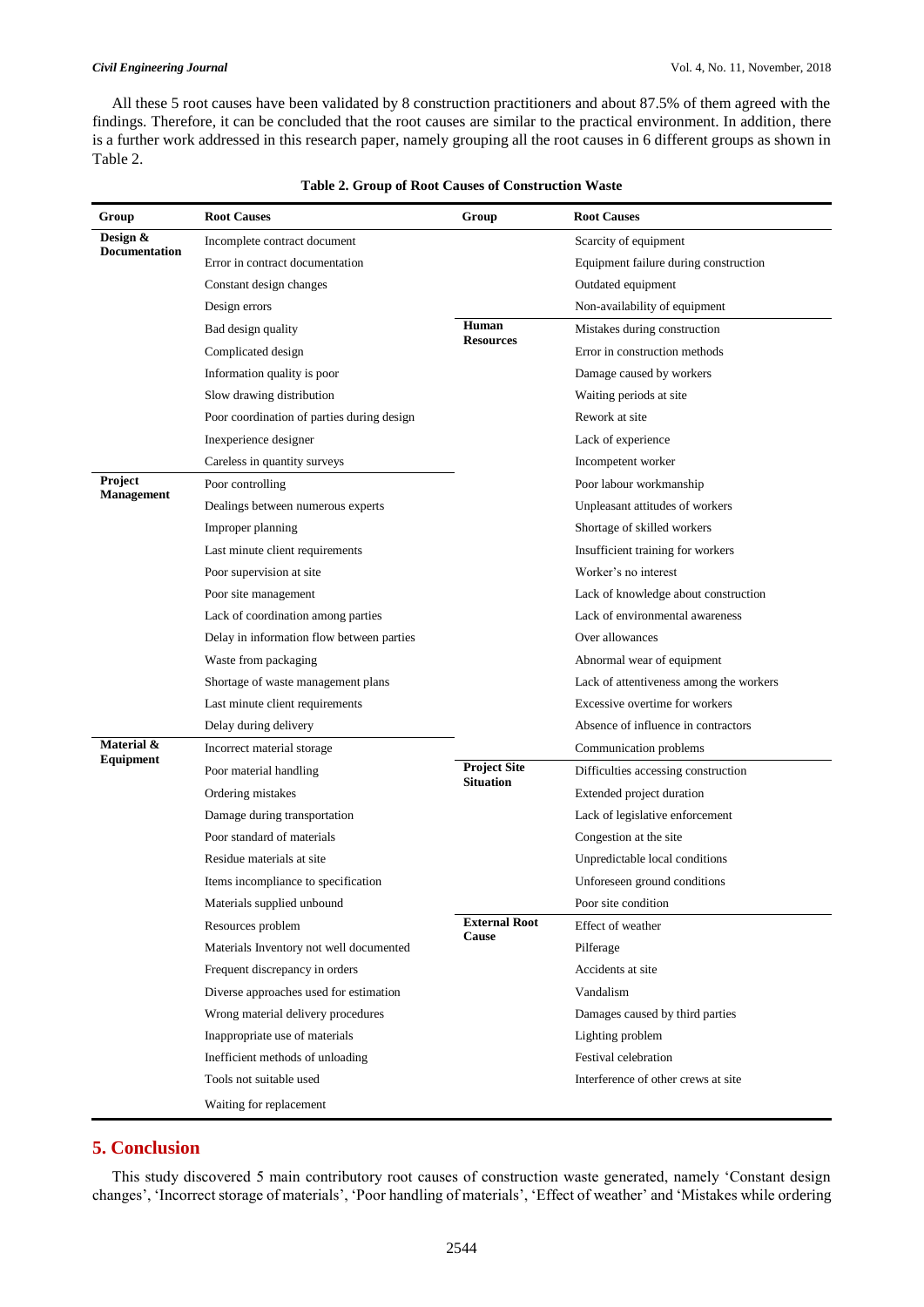All these 5 root causes have been validated by 8 construction practitioners and about 87.5% of them agreed with the findings. Therefore, it can be concluded that the root causes are similar to the practical environment. In addition, there is a further work addressed in this research paper, namely grouping all the root causes in 6 different groups as shown in Table 2.

**Table 2. Group of Root Causes of Construction Waste**

| Group | Root Causes | Group | Root Causes |
|---|---|---|---|
| **Design & Documentation** | Incomplete contract document | | Scarcity of equipment |
| | Error in contract documentation | | Equipment failure during construction |
| | Constant design changes | | Outdated equipment |
| | Design errors | | Non-availability of equipment |
| | Bad design quality | **Human Resources** | Mistakes during construction |
| | Complicated design | | Error in construction methods |
| | Information quality is poor | | Damage caused by workers |
| | Slow drawing distribution | | Waiting periods at site |
| | Poor coordination of parties during design | | Rework at site |
| | Inexperience designer | | Lack of experience |
| | Careless in quantity surveys | | Incompetent worker |
| **Project Management** | Poor controlling | | Poor labour workmanship |
| | Dealings between numerous experts | | Unpleasant attitudes of workers |
| | Improper planning | | Shortage of skilled workers |
| | Last minute client requirements | | Insufficient training for workers |
| | Poor supervision at site | | Worker's no interest |
| | Poor site management | | Lack of knowledge about construction |
| | Lack of coordination among parties | | Lack of environmental awareness |
| | Delay in information flow between parties | | Over allowances |
| | Waste from packaging | | Abnormal wear of equipment |
| | Shortage of waste management plans | | Lack of attentiveness among the workers |
| | Last minute client requirements | | Excessive overtime for workers |
| | Delay during delivery | | Absence of influence in contractors |
| **Material & Equipment** | Incorrect material storage | | Communication problems |
| | Poor material handling | **Project Site Situation** | Difficulties accessing construction |
| | Ordering mistakes | | Extended project duration |
| | Damage during transportation | | Lack of legislative enforcement |
| | Poor standard of materials | | Congestion at the site |
| | Residue materials at site | | Unpredictable local conditions |
| | Items incompliance to specification | | Unforeseen ground conditions |
| | Materials supplied unbound | | Poor site condition |
| | Resources problem | **External Root Cause** | Effect of weather |
| | Materials Inventory not well documented | | Pilferage |
| | Frequent discrepancy in orders | | Accidents at site |
| | Diverse approaches used for estimation | | Vandalism |
| | Wrong material delivery procedures | | Damages caused by third parties |
| | Inappropriate use of materials | | Lighting problem |
| | Inefficient methods of unloading | | Festival celebration |
| | Tools not suitable used | | Interference of other crews at site |
| | Waiting for replacement | | |

## 5. Conclusion

This study discovered 5 main contributory root causes of construction waste generated, namely 'Constant design changes', 'Incorrect storage of materials', 'Poor handling of materials', 'Effect of weather' and 'Mistakes while ordering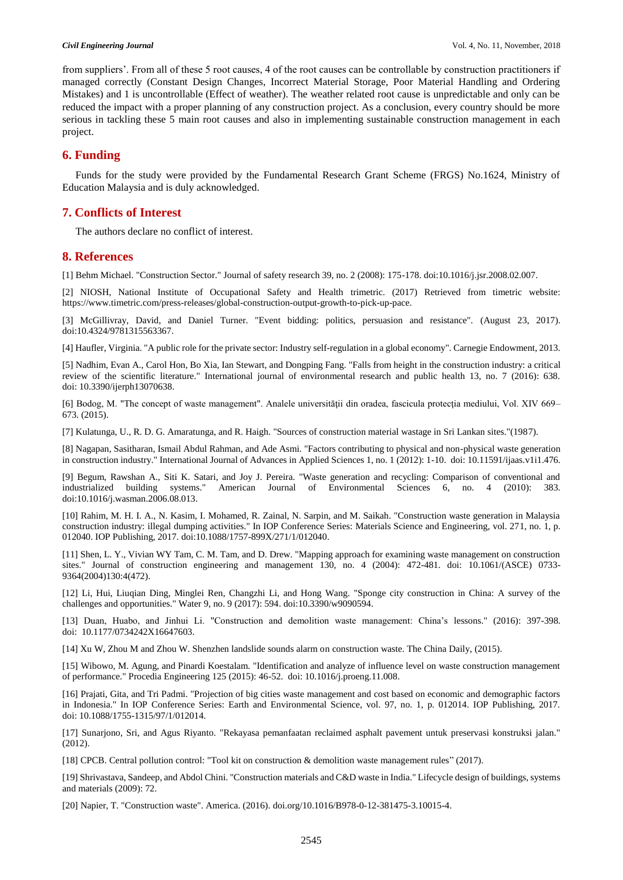from suppliers'. From all of these 5 root causes, 4 of the root causes can be controllable by construction practitioners if managed correctly (Constant Design Changes, Incorrect Material Storage, Poor Material Handling and Ordering Mistakes) and 1 is uncontrollable (Effect of weather). The weather related root cause is unpredictable and only can be reduced the impact with a proper planning of any construction project. As a conclusion, every country should be more serious in tackling these 5 main root causes and also in implementing sustainable construction management in each project.

## 6. Funding

Funds for the study were provided by the Fundamental Research Grant Scheme (FRGS) No.1624, Ministry of Education Malaysia and is duly acknowledged.

## 7. Conflicts of Interest

The authors declare no conflict of interest.

## 8. References

[1] Behm Michael. "Construction Sector." Journal of safety research 39, no. 2 (2008): 175-178. doi:10.1016/j.jsr.2008.02.007.

[2] NIOSH, National Institute of Occupational Safety and Health trimetric. (2017) Retrieved from timetric website: https://www.timetric.com/press-releases/global-construction-output-growth-to-pick-up-pace.

[3] McGillivray, David, and Daniel Turner. "Event bidding: politics, persuasion and resistance". (August 23, 2017). doi:10.4324/9781315563367.

[4] Haufler, Virginia. "A public role for the private sector: Industry self-regulation in a global economy". Carnegie Endowment, 2013.

[5] Nadhim, Evan A., Carol Hon, Bo Xia, Ian Stewart, and Dongping Fang. "Falls from height in the construction industry: a critical review of the scientific literature." International journal of environmental research and public health 13, no. 7 (2016): 638. doi: 10.3390/ijerph13070638.

[6] Bodog, M. "The concept of waste management". Analele universității din oradea, fascicula protecția mediului, Vol. XIV 669–673. (2015).

[7] Kulatunga, U., R. D. G. Amaratunga, and R. Haigh. "Sources of construction material wastage in Sri Lankan sites."(1987).

[8] Nagapan, Sasitharan, Ismail Abdul Rahman, and Ade Asmi. "Factors contributing to physical and non-physical waste generation in construction industry." International Journal of Advances in Applied Sciences 1, no. 1 (2012): 1-10. doi: 10.11591/ijaas.v1i1.476.

[9] Begum, Rawshan A., Siti K. Satari, and Joy J. Pereira. "Waste generation and recycling: Comparison of conventional and industrialized building systems." American Journal of Environmental Sciences 6, no. 4 (2010): 383. doi:10.1016/j.wasman.2006.08.013.

[10] Rahim, M. H. I. A., N. Kasim, I. Mohamed, R. Zainal, N. Sarpin, and M. Saikah. "Construction waste generation in Malaysia construction industry: illegal dumping activities." In IOP Conference Series: Materials Science and Engineering, vol. 271, no. 1, p. 012040. IOP Publishing, 2017. doi:10.1088/1757-899X/271/1/012040.

[11] Shen, L. Y., Vivian WY Tam, C. M. Tam, and D. Drew. "Mapping approach for examining waste management on construction sites." Journal of construction engineering and management 130, no. 4 (2004): 472-481. doi: 10.1061/(ASCE) 0733-9364(2004)130:4(472).

[12] Li, Hui, Liuqian Ding, Minglei Ren, Changzhi Li, and Hong Wang. "Sponge city construction in China: A survey of the challenges and opportunities." Water 9, no. 9 (2017): 594. doi:10.3390/w9090594.

[13] Duan, Huabo, and Jinhui Li. "Construction and demolition waste management: China's lessons." (2016): 397-398. doi: 10.1177/0734242X16647603.

[14] Xu W, Zhou M and Zhou W. Shenzhen landslide sounds alarm on construction waste. The China Daily, (2015).

[15] Wibowo, M. Agung, and Pinardi Koestalam. "Identification and analyze of influence level on waste construction management of performance." Procedia Engineering 125 (2015): 46-52. doi: 10.1016/j.proeng.11.008.

[16] Prajati, Gita, and Tri Padmi. "Projection of big cities waste management and cost based on economic and demographic factors in Indonesia." In IOP Conference Series: Earth and Environmental Science, vol. 97, no. 1, p. 012014. IOP Publishing, 2017. doi: 10.1088/1755-1315/97/1/012014.

[17] Sunarjono, Sri, and Agus Riyanto. "Rekayasa pemanfaatan reclaimed asphalt pavement untuk preservasi konstruksi jalan." (2012).

[18] CPCB. Central pollution control: "Tool kit on construction & demolition waste management rules" (2017).

[19] Shrivastava, Sandeep, and Abdol Chini. "Construction materials and C&D waste in India." Lifecycle design of buildings, systems and materials (2009): 72.

[20] Napier, T. "Construction waste". America. (2016). doi.org/10.1016/B978-0-12-381475-3.10015-4.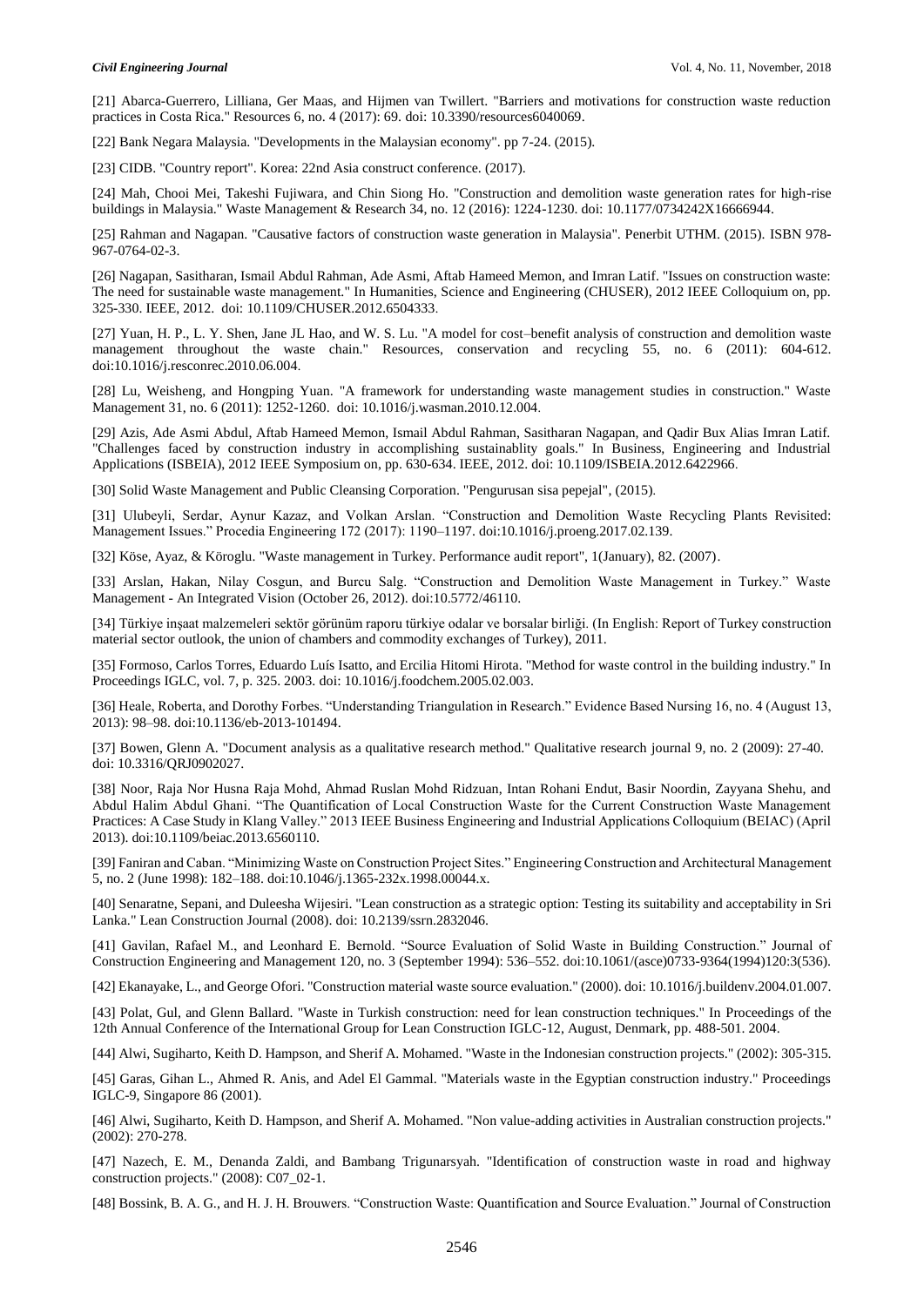[21] Abarca-Guerrero, Lilliana, Ger Maas, and Hijmen van Twillert. "Barriers and motivations for construction waste reduction practices in Costa Rica." Resources 6, no. 4 (2017): 69. doi: 10.3390/resources6040069.

[22] Bank Negara Malaysia. "Developments in the Malaysian economy". pp 7-24. (2015).

[23] CIDB. "Country report". Korea: 22nd Asia construct conference. (2017).

[24] Mah, Chooi Mei, Takeshi Fujiwara, and Chin Siong Ho. "Construction and demolition waste generation rates for high-rise buildings in Malaysia." Waste Management & Research 34, no. 12 (2016): 1224-1230. doi: 10.1177/0734242X16666944.

[25] Rahman and Nagapan. "Causative factors of construction waste generation in Malaysia". Penerbit UTHM. (2015). ISBN 978-967-0764-02-3.

[26] Nagapan, Sasitharan, Ismail Abdul Rahman, Ade Asmi, Aftab Hameed Memon, and Imran Latif. "Issues on construction waste: The need for sustainable waste management." In Humanities, Science and Engineering (CHUSER), 2012 IEEE Colloquium on, pp. 325-330. IEEE, 2012. doi: 10.1109/CHUSER.2012.6504333.

[27] Yuan, H. P., L. Y. Shen, Jane JL Hao, and W. S. Lu. "A model for cost–benefit analysis of construction and demolition waste management throughout the waste chain." Resources, conservation and recycling 55, no. 6 (2011): 604-612. doi:10.1016/j.resconrec.2010.06.004.

[28] Lu, Weisheng, and Hongping Yuan. "A framework for understanding waste management studies in construction." Waste Management 31, no. 6 (2011): 1252-1260. doi: 10.1016/j.wasman.2010.12.004.

[29] Azis, Ade Asmi Abdul, Aftab Hameed Memon, Ismail Abdul Rahman, Sasitharan Nagapan, and Qadir Bux Alias Imran Latif. "Challenges faced by construction industry in accomplishing sustainablity goals." In Business, Engineering and Industrial Applications (ISBEIA), 2012 IEEE Symposium on, pp. 630-634. IEEE, 2012. doi: 10.1109/ISBEIA.2012.6422966.

[30] Solid Waste Management and Public Cleansing Corporation. "Pengurusan sisa pepejal", (2015).

[31] Ulubeyli, Serdar, Aynur Kazaz, and Volkan Arslan. "Construction and Demolition Waste Recycling Plants Revisited: Management Issues." Procedia Engineering 172 (2017): 1190–1197. doi:10.1016/j.proeng.2017.02.139.

[32] Köse, Ayaz, & Köroglu. "Waste management in Turkey. Performance audit report", 1(January), 82. (2007).

[33] Arslan, Hakan, Nilay Cosgun, and Burcu Salg. "Construction and Demolition Waste Management in Turkey." Waste Management - An Integrated Vision (October 26, 2012). doi:10.5772/46110.

[34] Türkiye inşaat malzemeleri sektör görünüm raporu türkiye odalar ve borsalar birliği. (In English: Report of Turkey construction material sector outlook, the union of chambers and commodity exchanges of Turkey), 2011.

[35] Formoso, Carlos Torres, Eduardo Luís Isatto, and Ercilia Hitomi Hirota. "Method for waste control in the building industry." In Proceedings IGLC, vol. 7, p. 325. 2003. doi: 10.1016/j.foodchem.2005.02.003.

[36] Heale, Roberta, and Dorothy Forbes. "Understanding Triangulation in Research." Evidence Based Nursing 16, no. 4 (August 13, 2013): 98–98. doi:10.1136/eb-2013-101494.

[37] Bowen, Glenn A. "Document analysis as a qualitative research method." Qualitative research journal 9, no. 2 (2009): 27-40. doi: 10.3316/QRJ0902027.

[38] Noor, Raja Nor Husna Raja Mohd, Ahmad Ruslan Mohd Ridzuan, Intan Rohani Endut, Basir Noordin, Zayyana Shehu, and Abdul Halim Abdul Ghani. "The Quantification of Local Construction Waste for the Current Construction Waste Management Practices: A Case Study in Klang Valley." 2013 IEEE Business Engineering and Industrial Applications Colloquium (BEIAC) (April 2013). doi:10.1109/beiac.2013.6560110.

[39] Faniran and Caban. "Minimizing Waste on Construction Project Sites." Engineering Construction and Architectural Management 5, no. 2 (June 1998): 182–188. doi:10.1046/j.1365-232x.1998.00044.x.

[40] Senaratne, Sepani, and Duleesha Wijesiri. "Lean construction as a strategic option: Testing its suitability and acceptability in Sri Lanka." Lean Construction Journal (2008). doi: 10.2139/ssrn.2832046.

[41] Gavilan, Rafael M., and Leonhard E. Bernold. "Source Evaluation of Solid Waste in Building Construction." Journal of Construction Engineering and Management 120, no. 3 (September 1994): 536–552. doi:10.1061/(asce)0733-9364(1994)120:3(536).

[42] Ekanayake, L., and George Ofori. "Construction material waste source evaluation." (2000). doi: 10.1016/j.buildenv.2004.01.007.

[43] Polat, Gul, and Glenn Ballard. "Waste in Turkish construction: need for lean construction techniques." In Proceedings of the 12th Annual Conference of the International Group for Lean Construction IGLC-12, August, Denmark, pp. 488-501. 2004.

[44] Alwi, Sugiharto, Keith D. Hampson, and Sherif A. Mohamed. "Waste in the Indonesian construction projects." (2002): 305-315.

[45] Garas, Gihan L., Ahmed R. Anis, and Adel El Gammal. "Materials waste in the Egyptian construction industry." Proceedings IGLC-9, Singapore 86 (2001).

[46] Alwi, Sugiharto, Keith D. Hampson, and Sherif A. Mohamed. "Non value-adding activities in Australian construction projects." (2002): 270-278.

[47] Nazech, E. M., Denanda Zaldi, and Bambang Trigunarsyah. "Identification of construction waste in road and highway construction projects." (2008): C07_02-1.

[48] Bossink, B. A. G., and H. J. H. Brouwers. "Construction Waste: Quantification and Source Evaluation." Journal of Construction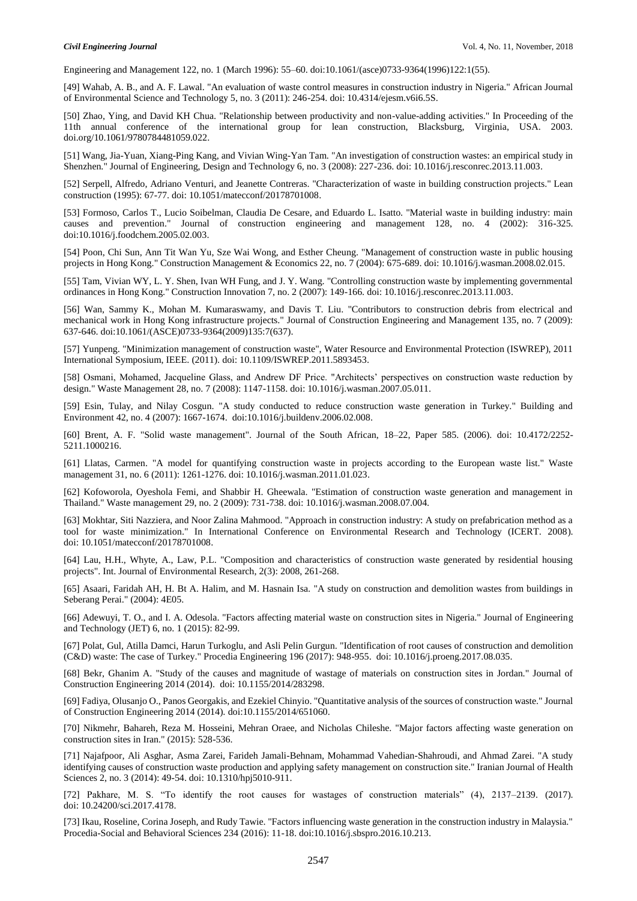Engineering and Management 122, no. 1 (March 1996): 55–60. doi:10.1061/(asce)0733-9364(1996)122:1(55).

[49] Wahab, A. B., and A. F. Lawal. "An evaluation of waste control measures in construction industry in Nigeria." African Journal of Environmental Science and Technology 5, no. 3 (2011): 246-254. doi: 10.4314/ejesm.v6i6.5S.

[50] Zhao, Ying, and David KH Chua. "Relationship between productivity and non-value-adding activities." In Proceeding of the 11th annual conference of the international group for lean construction, Blacksburg, Virginia, USA. 2003. doi.org/10.1061/9780784481059.022.

[51] Wang, Jia-Yuan, Xiang-Ping Kang, and Vivian Wing-Yan Tam. "An investigation of construction wastes: an empirical study in Shenzhen." Journal of Engineering, Design and Technology 6, no. 3 (2008): 227-236. doi: 10.1016/j.resconrec.2013.11.003.

[52] Serpell, Alfredo, Adriano Venturi, and Jeanette Contreras. "Characterization of waste in building construction projects." Lean construction (1995): 67-77. doi: 10.1051/matecconf/20178701008.

[53] Formoso, Carlos T., Lucio Soibelman, Claudia De Cesare, and Eduardo L. Isatto. "Material waste in building industry: main causes and prevention." Journal of construction engineering and management 128, no. 4 (2002): 316-325. doi:10.1016/j.foodchem.2005.02.003.

[54] Poon, Chi Sun, Ann Tit Wan Yu, Sze Wai Wong, and Esther Cheung. "Management of construction waste in public housing projects in Hong Kong." Construction Management & Economics 22, no. 7 (2004): 675-689. doi: 10.1016/j.wasman.2008.02.015.

[55] Tam, Vivian WY, L. Y. Shen, Ivan WH Fung, and J. Y. Wang. "Controlling construction waste by implementing governmental ordinances in Hong Kong." Construction Innovation 7, no. 2 (2007): 149-166. doi: 10.1016/j.resconrec.2013.11.003.

[56] Wan, Sammy K., Mohan M. Kumaraswamy, and Davis T. Liu. "Contributors to construction debris from electrical and mechanical work in Hong Kong infrastructure projects." Journal of Construction Engineering and Management 135, no. 7 (2009): 637-646. doi:10.1061/(ASCE)0733-9364(2009)135:7(637).

[57] Yunpeng. "Minimization management of construction waste", Water Resource and Environmental Protection (ISWREP), 2011 International Symposium, IEEE. (2011). doi: 10.1109/ISWREP.2011.5893453.

[58] Osmani, Mohamed, Jacqueline Glass, and Andrew DF Price. "Architects' perspectives on construction waste reduction by design." Waste Management 28, no. 7 (2008): 1147-1158. doi: 10.1016/j.wasman.2007.05.011.

[59] Esin, Tulay, and Nilay Cosgun. "A study conducted to reduce construction waste generation in Turkey." Building and Environment 42, no. 4 (2007): 1667-1674. doi:10.1016/j.buildenv.2006.02.008.

[60] Brent, A. F. "Solid waste management". Journal of the South African, 18–22, Paper 585. (2006). doi: 10.4172/2252-5211.1000216.

[61] Llatas, Carmen. "A model for quantifying construction waste in projects according to the European waste list." Waste management 31, no. 6 (2011): 1261-1276. doi: 10.1016/j.wasman.2011.01.023.

[62] Kofoworola, Oyeshola Femi, and Shabbir H. Gheewala. "Estimation of construction waste generation and management in Thailand." Waste management 29, no. 2 (2009): 731-738. doi: 10.1016/j.wasman.2008.07.004.

[63] Mokhtar, Siti Nazziera, and Noor Zalina Mahmood. "Approach in construction industry: A study on prefabrication method as a tool for waste minimization." In International Conference on Environmental Research and Technology (ICERT. 2008). doi: 10.1051/matecconf/20178701008.

[64] Lau, H.H., Whyte, A., Law, P.L. "Composition and characteristics of construction waste generated by residential housing projects". Int. Journal of Environmental Research, 2(3): 2008, 261-268.

[65] Asaari, Faridah AH, H. Bt A. Halim, and M. Hasnain Isa. "A study on construction and demolition wastes from buildings in Seberang Perai." (2004): 4E05.

[66] Adewuyi, T. O., and I. A. Odesola. "Factors affecting material waste on construction sites in Nigeria." Journal of Engineering and Technology (JET) 6, no. 1 (2015): 82-99.

[67] Polat, Gul, Atilla Damci, Harun Turkoglu, and Asli Pelin Gurgun. "Identification of root causes of construction and demolition (C&D) waste: The case of Turkey." Procedia Engineering 196 (2017): 948-955. doi: 10.1016/j.proeng.2017.08.035.

[68] Bekr, Ghanim A. "Study of the causes and magnitude of wastage of materials on construction sites in Jordan." Journal of Construction Engineering 2014 (2014). doi: 10.1155/2014/283298.

[69] Fadiya, Olusanjo O., Panos Georgakis, and Ezekiel Chinyio. "Quantitative analysis of the sources of construction waste." Journal of Construction Engineering 2014 (2014). doi:10.1155/2014/651060.

[70] Nikmehr, Bahareh, Reza M. Hosseini, Mehran Oraee, and Nicholas Chileshe. "Major factors affecting waste generation on construction sites in Iran." (2015): 528-536.

[71] Najafpoor, Ali Asghar, Asma Zarei, Farideh Jamali-Behnam, Mohammad Vahedian-Shahroudi, and Ahmad Zarei. "A study identifying causes of construction waste production and applying safety management on construction site." Iranian Journal of Health Sciences 2, no. 3 (2014): 49-54. doi: 10.1310/hpj5010-911.

[72] Pakhare, M. S. "To identify the root causes for wastages of construction materials" (4), 2137–2139. (2017). doi: 10.24200/sci.2017.4178.

[73] Ikau, Roseline, Corina Joseph, and Rudy Tawie. "Factors influencing waste generation in the construction industry in Malaysia." Procedia-Social and Behavioral Sciences 234 (2016): 11-18. doi:10.1016/j.sbspro.2016.10.213.